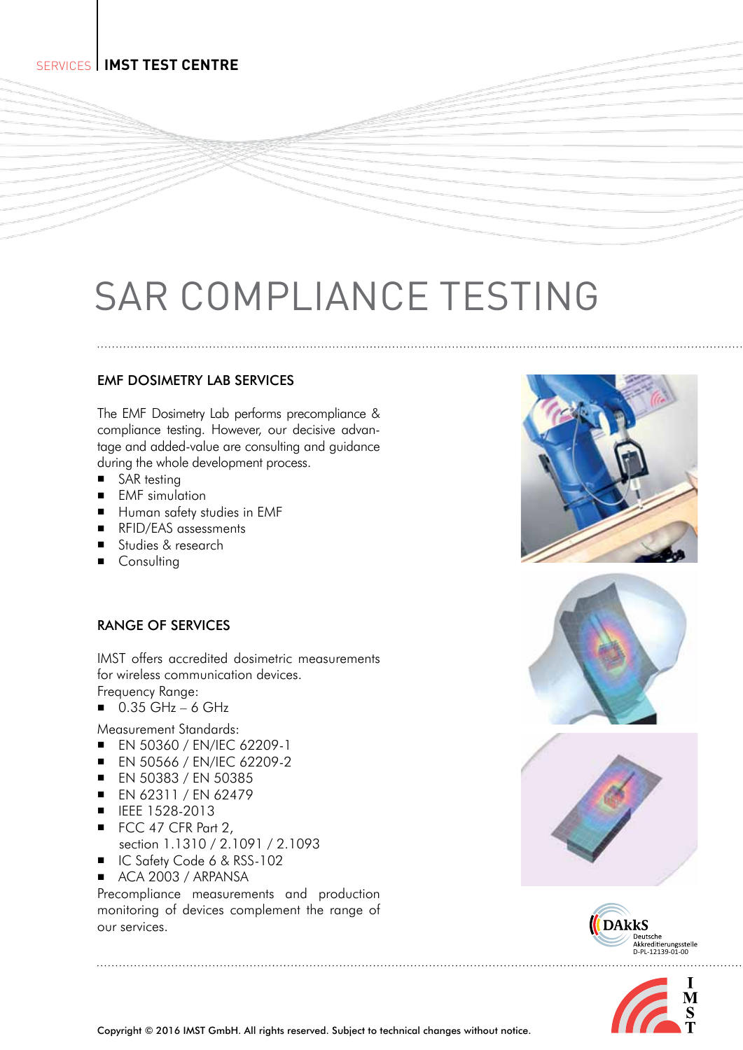SERVICES | IMST TEST CENTRE

# SAR COMPLIANCE TESTING

## EMF DOSIMETRY LAB SERVICES

The EMF Dosimetry Lab performs precompliance & compliance testing. However, our decisive advantage and added-value are consulting and guidance during the whole development process.

- SAR testing
- EMF simulation
- Human safety studies in EMF
- RFID/EAS assessments
- Studies & research
- Consulting

## RANGE OF SERVICES

IMST offers accredited dosimetric measurements for wireless communication devices.
Frequency Range:

- 0.35 GHz – 6 GHz

Measurement Standards:

- EN 50360 / EN/IEC 62209-1
- EN 50566 / EN/IEC 62209-2
- EN 50383 / EN 50385
- EN 62311 / EN 62479
- IEEE 1528-2013
- FCC 47 CFR Part 2, section 1.1310 / 2.1091 / 2.1093
- IC Safety Code 6 & RSS-102
- ACA 2003 / ARPANSA

Precompliance measurements and production monitoring of devices complement the range of our services.

DAkkS Deutsche Akkreditierungsstelle D-PL-12139-01-00

Copyright © 2016 IMST GmbH. All rights reserved. Subject to technical changes without notice.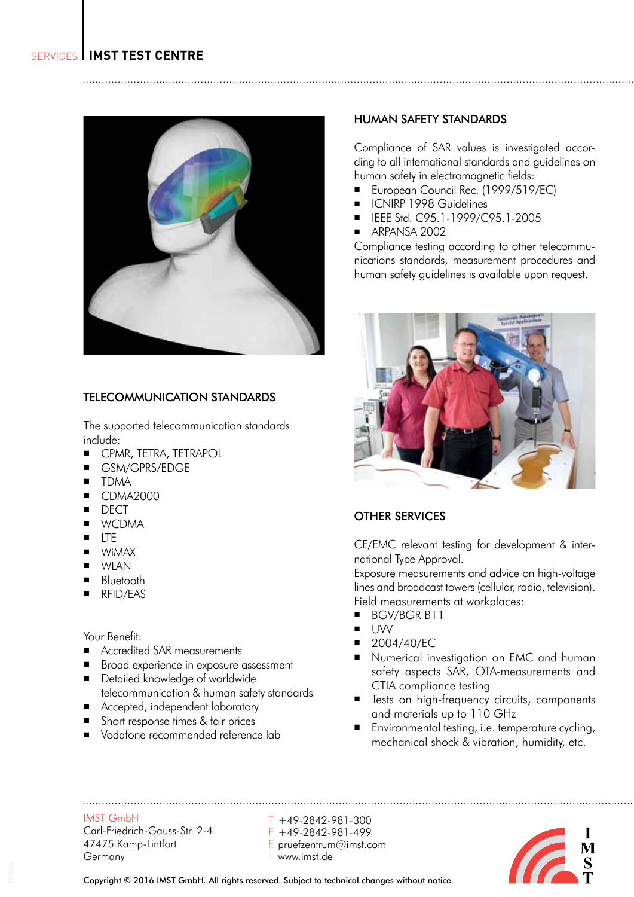SERVICES | **IMST TEST CENTRE**

## HUMAN SAFETY STANDARDS

Compliance of SAR values is investigated according to all international standards and guidelines on human safety in electromagnetic fields:

- European Council Rec. (1999/519/EC)
- ICNIRP 1998 Guidelines
- IEEE Std. C95.1-1999/C95.1-2005
- ARPANSA 2002

Compliance testing according to other telecommunications standards, measurement procedures and human safety guidelines is available upon request.

## TELECOMMUNICATION STANDARDS

The supported telecommunication standards include:

- CPMR, TETRA, TETRAPOL
- GSM/GPRS/EDGE
- TDMA
- CDMA2000
- DECT
- WCDMA
- LTE
- WiMAX
- WLAN
- Bluetooth
- RFID/EAS

Your Benefit:

- Accredited SAR measurements
- Broad experience in exposure assessment
- Detailed knowledge of worldwide telecommunication & human safety standards
- Accepted, independent laboratory
- Short response times & fair prices
- Vodafone recommended reference lab

## OTHER SERVICES

CE/EMC relevant testing for development & international Type Approval.

Exposure measurements and advice on high-voltage lines and broadcast towers (cellular, radio, television).

Field measurements at workplaces:

- BGV/BGR B11
- UVV
- 2004/40/EC
- Numerical investigation on EMC and human safety aspects SAR, OTA-measurements and CTIA compliance testing
- Tests on high-frequency circuits, components and materials up to 110 GHz
- Environmental testing, i.e. temperature cycling, mechanical shock & vibration, humidity, etc.

IMST GmbH
Carl-Friedrich-Gauss-Str. 2-4
47475 Kamp-Lintfort
Germany

T +49-2842-981-300
F +49-2842-981-499
E pruefzentrum@imst.com
I www.imst.de

Copyright © 2016 IMST GmbH. All rights reserved. Subject to technical changes without notice.